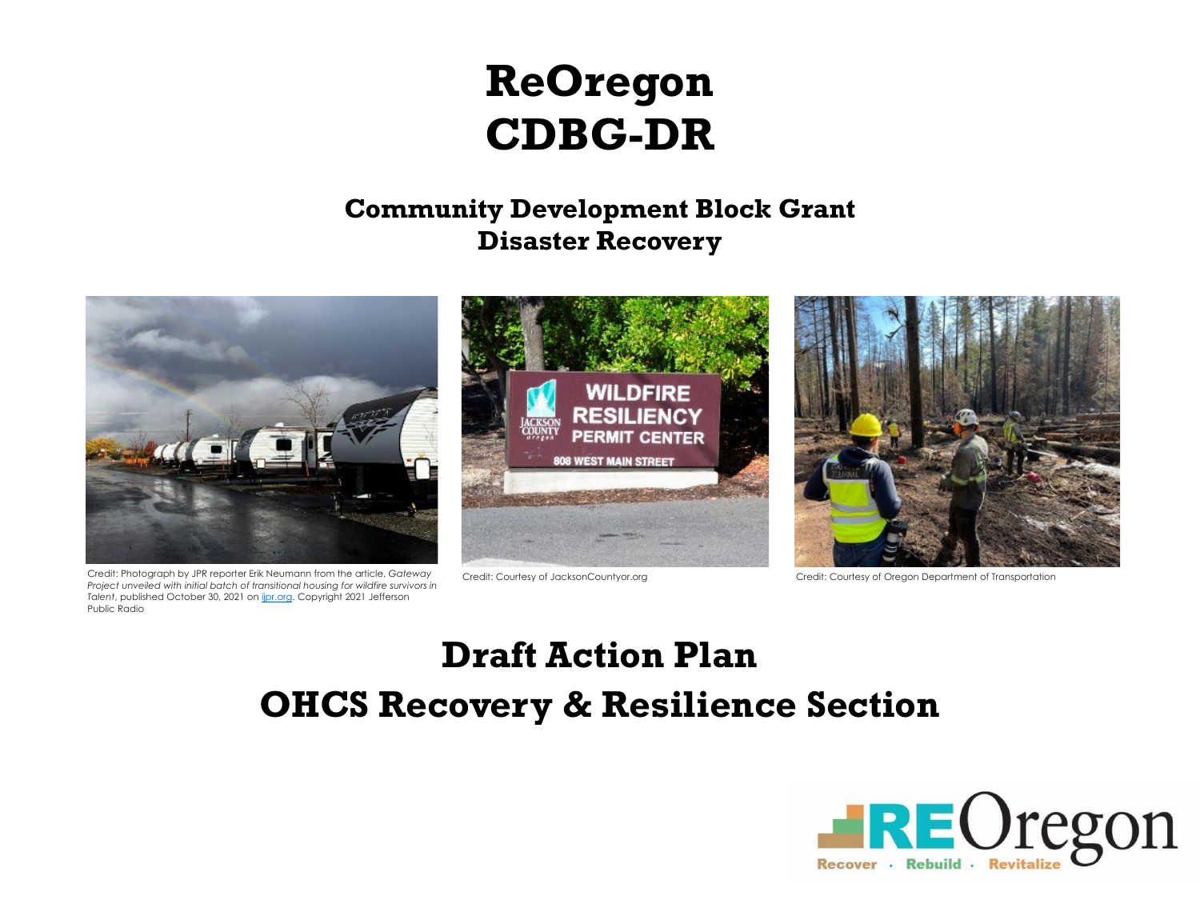# ReOregon CDBG-DR

## Community Development Block Grant Disaster Recovery

Credit: Photograph by JPR reporter Erik Neumann from the article, *Gateway Project unveiled with initial batch of transitional housing for wildfire survivors in Talent*, published October 30, 2021 on ijpr.org. Copyright 2021 Jefferson Public Radio

Credit: Courtesy of JacksonCountyor.org

Credit: Courtesy of Oregon Department of Transportation

## Draft Action Plan

## OHCS Recovery & Resilience Section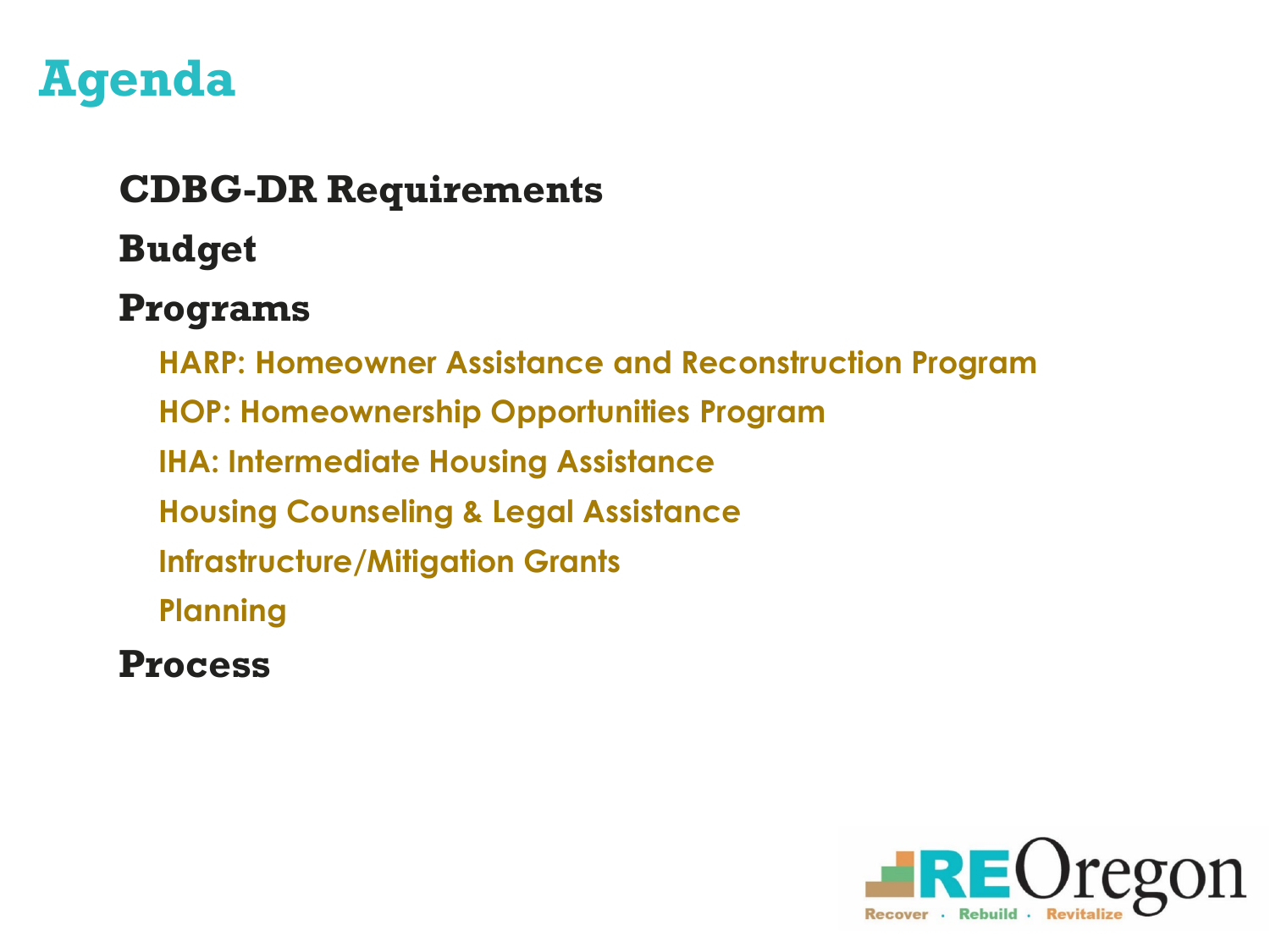# Agenda

- **CDBG-DR Requirements**
- **Budget**
- **Programs**
  - HARP: Homeowner Assistance and Reconstruction Program
  - HOP: Homeownership Opportunities Program
  - IHA: Intermediate Housing Assistance
  - Housing Counseling & Legal Assistance
  - Infrastructure/Mitigation Grants
  - Planning
- **Process**

REOregon
Recover · Rebuild · Revitalize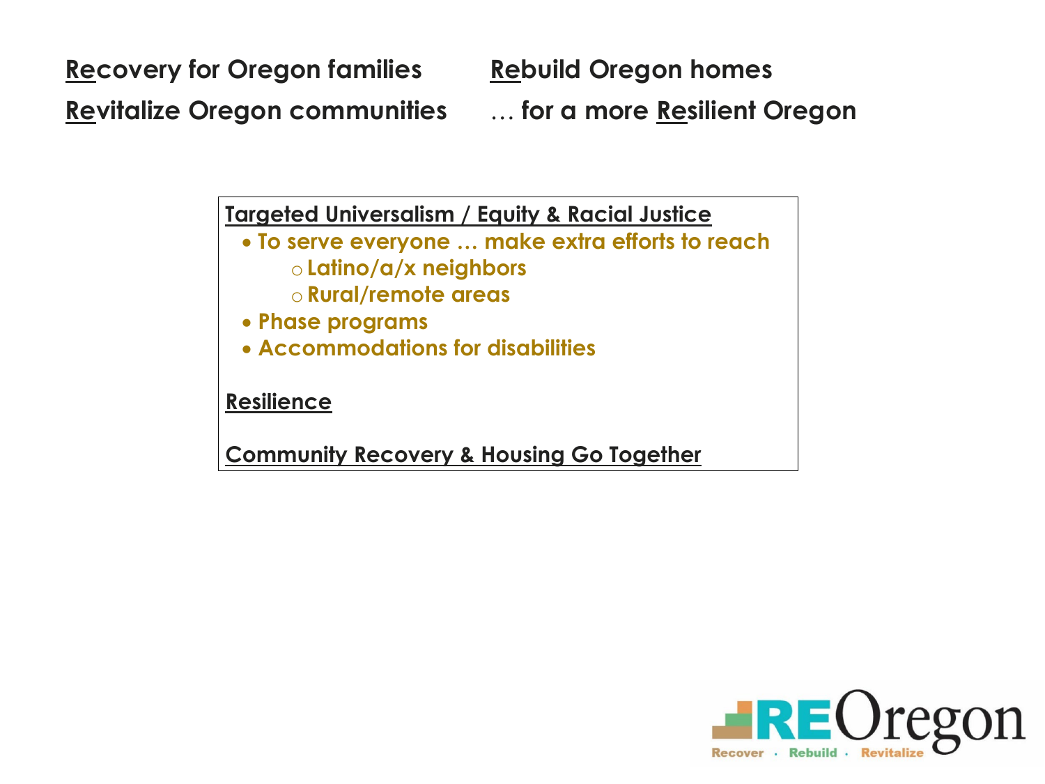**<u>Re</u>covery for Oregon families** **<u>Re</u>build Oregon homes**

**<u>Re</u>vitalize Oregon communities** … **for a more <u>Re</u>silient Oregon**

**<u>Targeted Universalism / Equity & Racial Justice</u>**

- **To serve everyone … make extra efforts to reach**
  - **Latino/a/x neighbors**
  - **Rural/remote areas**
- **Phase programs**
- **Accommodations for disabilities**

**<u>Resilience</u>**

**<u>Community Recovery & Housing Go Together</u>**

REOregon
Recover · Rebuild · Revitalize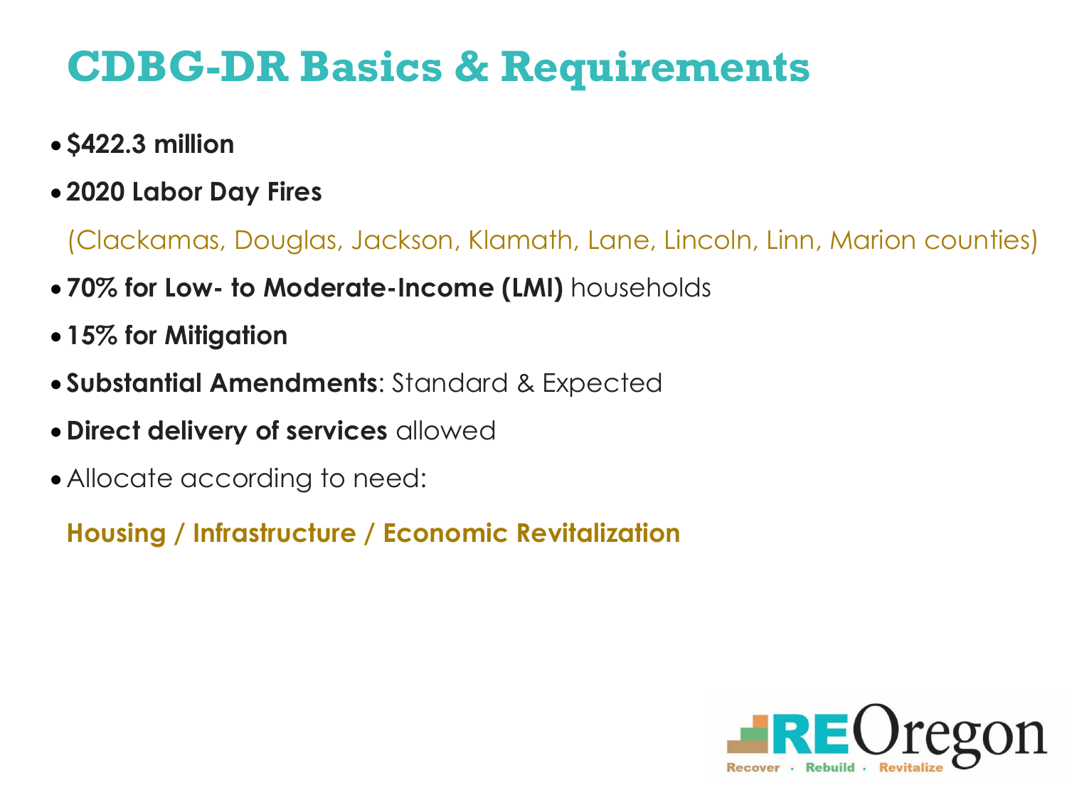# CDBG-DR Basics & Requirements

- **$422.3 million**
- **2020 Labor Day Fires**

  (Clackamas, Douglas, Jackson, Klamath, Lane, Lincoln, Linn, Marion counties)
- **70% for Low- to Moderate-Income (LMI)** households
- **15% for Mitigation**
- **Substantial Amendments**: Standard & Expected
- **Direct delivery of services** allowed
- Allocate according to need:

  **Housing / Infrastructure / Economic Revitalization**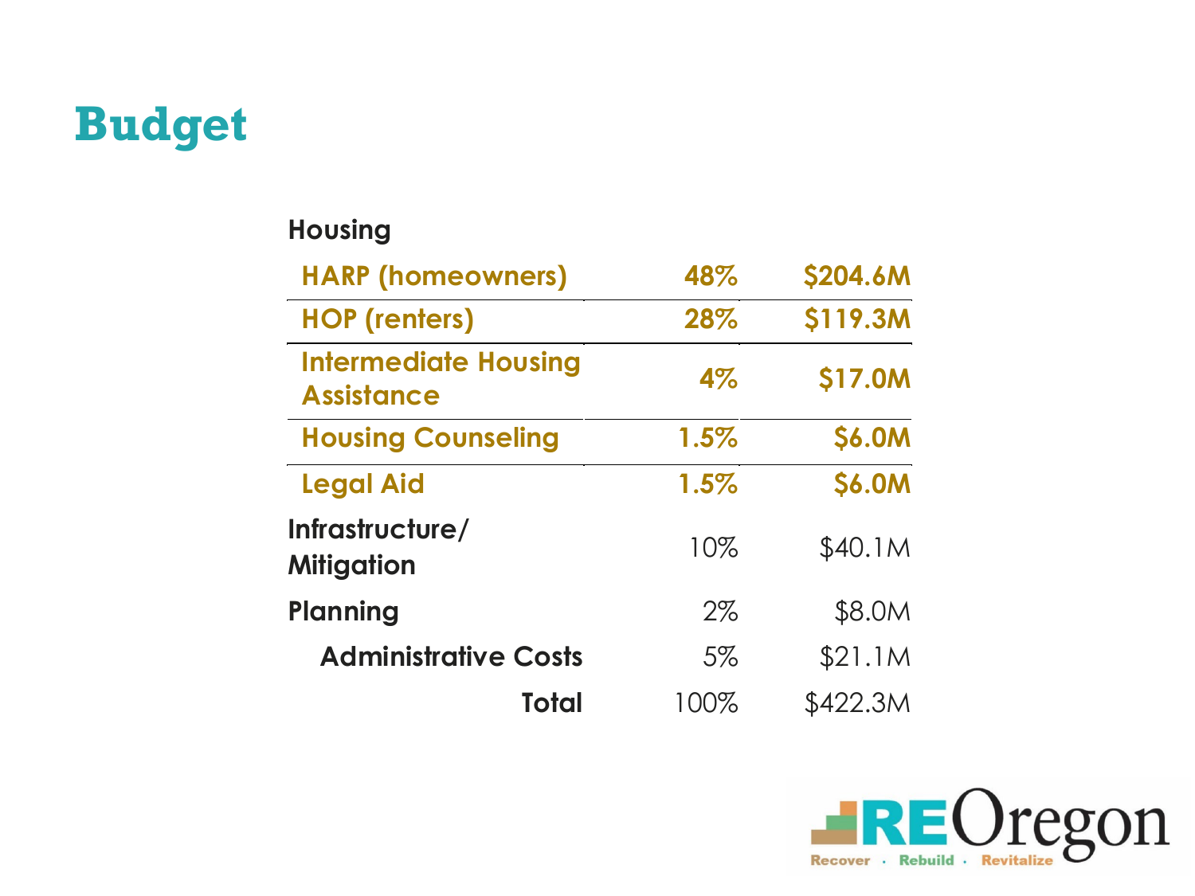# Budget

| Housing | | |
|---|---|---|
| HARP (homeowners) | 48% | $204.6M |
| HOP (renters) | 28% | $119.3M |
| Intermediate Housing Assistance | 4% | $17.0M |
| Housing Counseling | 1.5% | $6.0M |
| Legal Aid | 1.5% | $6.0M |
| Infrastructure/ Mitigation | 10% | $40.1M |
| Planning | 2% | $8.0M |
| Administrative Costs | 5% | $21.1M |
| Total | 100% | $422.3M |

REOregon

Recover · Rebuild · Revitalize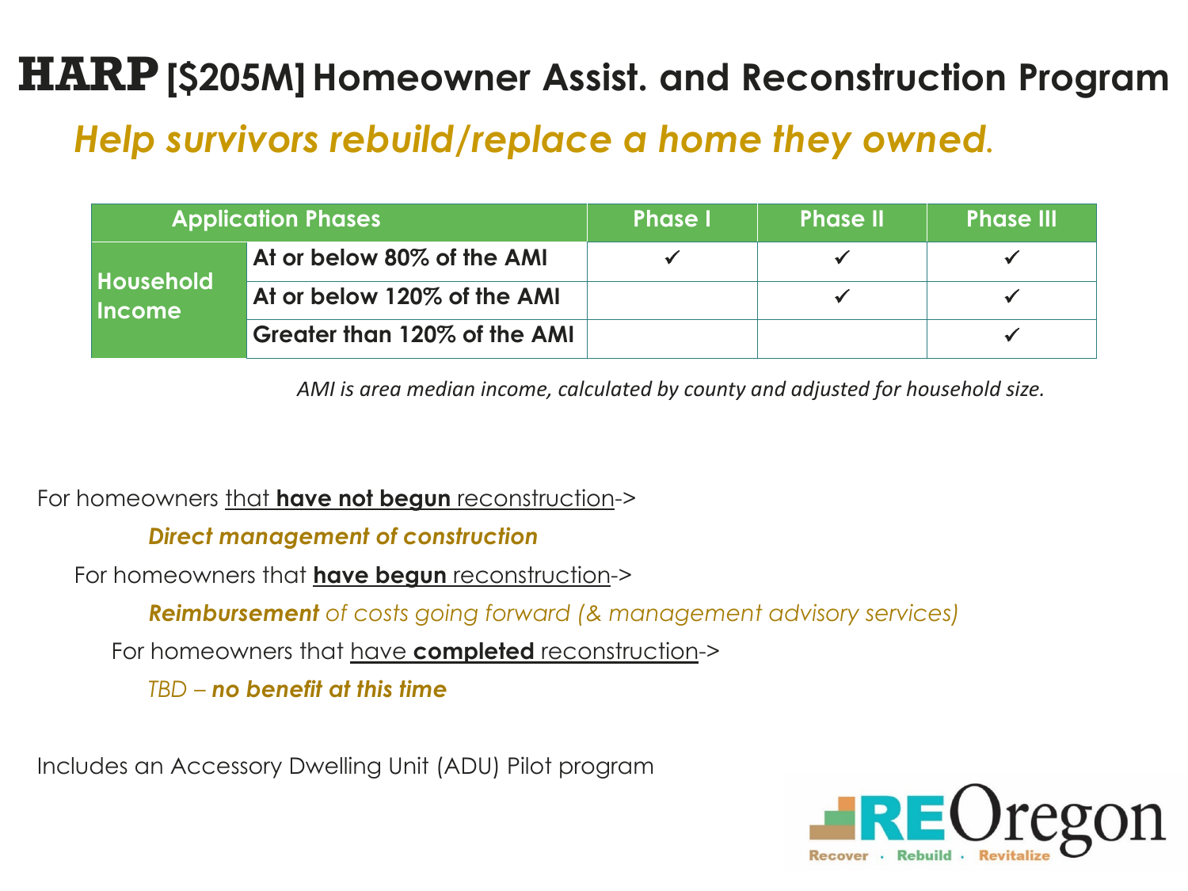# HARP [$205M] Homeowner Assist. and Reconstruction Program

## *Help survivors rebuild/replace a home they owned.*

| Application Phases | | Phase I | Phase II | Phase III |
|---|---|---|---|---|
| Household Income | At or below 80% of the AMI | ✓ | ✓ | ✓ |
| | At or below 120% of the AMI | | ✓ | ✓ |
| | Greater than 120% of the AMI | | | ✓ |

*AMI is area median income, calculated by county and adjusted for household size.*

For homeowners that **have not begun** reconstruction->

***Direct management of construction***

For homeowners that **have begun** reconstruction->

***Reimbursement** of costs going forward (& management advisory services)*

For homeowners that have **completed** reconstruction->

*TBD – **no benefit at this time***

Includes an Accessory Dwelling Unit (ADU) Pilot program

REOregon
Recover · Rebuild · Revitalize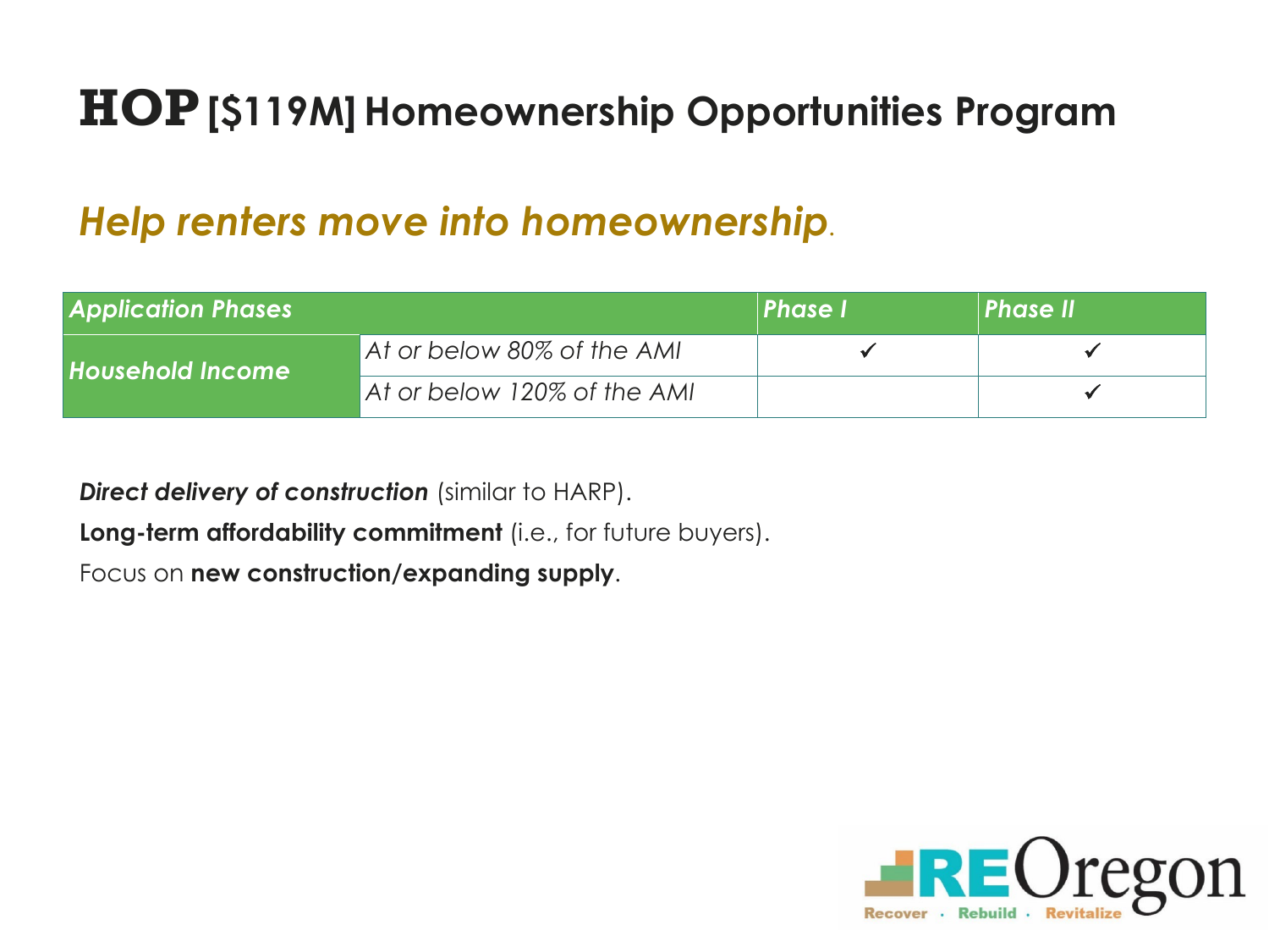# HOP [$119M] Homeownership Opportunities Program

## *Help renters move into homeownership*.

| *Application Phases* | | *Phase I* | *Phase II* |
|---|---|---|---|
| *Household Income* | *At or below 80% of the AMI* | ✓ | ✓ |
| | *At or below 120% of the AMI* | | ✓ |

***Direct delivery of construction*** (similar to HARP).

**Long-term affordability commitment** (i.e., for future buyers).

Focus on **new construction/expanding supply**.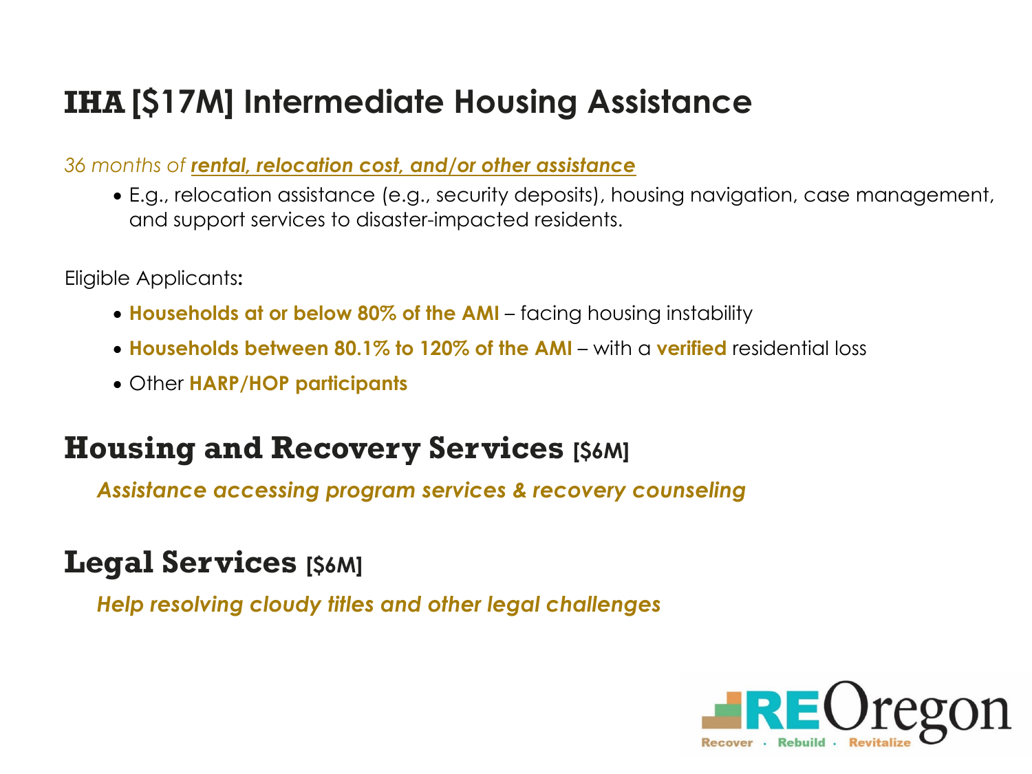# IHA [$17M] Intermediate Housing Assistance

*36 months of **rental, relocation cost, and/or other assistance***

- E.g., relocation assistance (e.g., security deposits), housing navigation, case management, and support services to disaster-impacted residents.

Eligible Applicants:

- **Households at or below 80% of the AMI** – facing housing instability
- **Households between 80.1% to 120% of the AMI** – with a **verified** residential loss
- Other **HARP/HOP participants**

## Housing and Recovery Services [$6M]

***Assistance accessing program services & recovery counseling***

## Legal Services [$6M]

***Help resolving cloudy titles and other legal challenges***

REOregon
Recover · Rebuild · Revitalize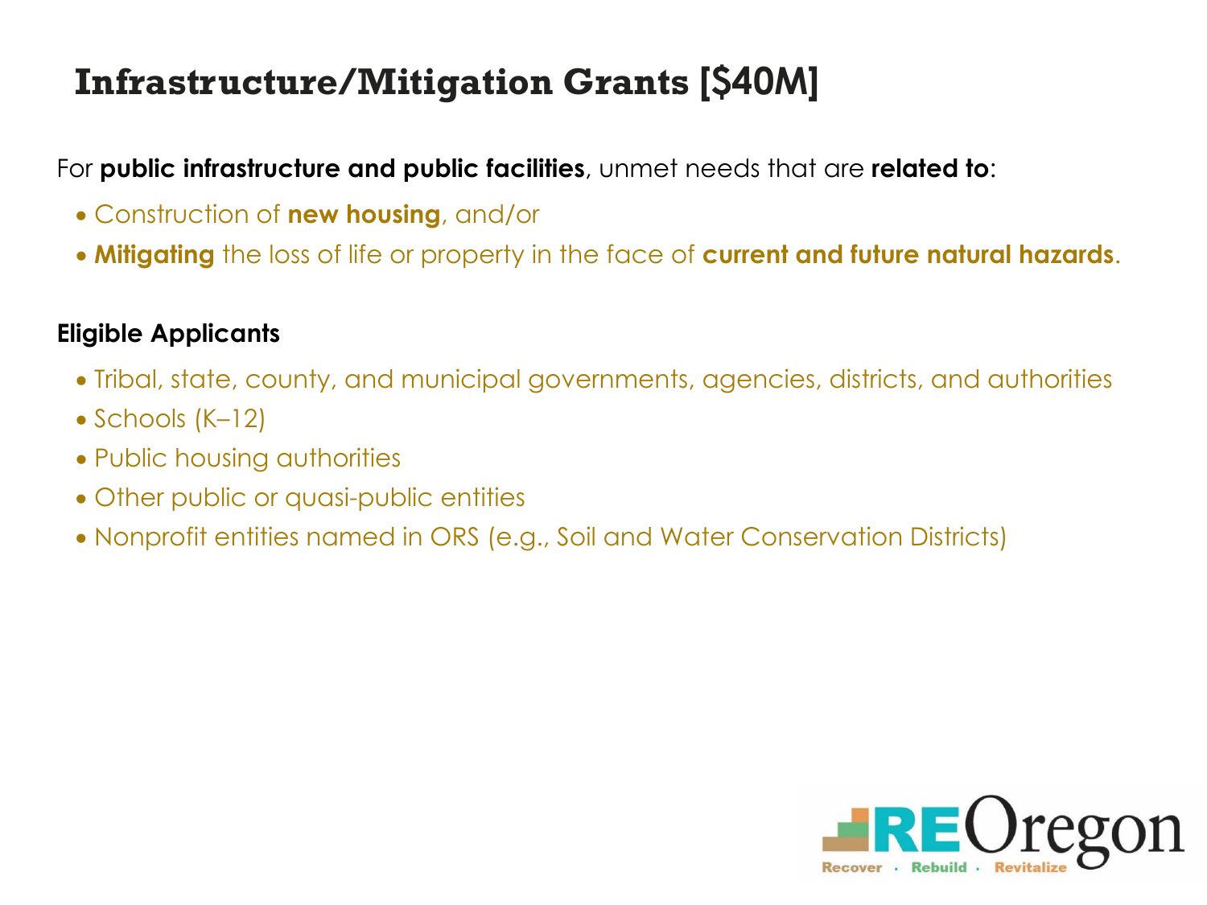# Infrastructure/Mitigation Grants [$40M]

For **public infrastructure and public facilities**, unmet needs that are **related to**:

- Construction of **new housing**, and/or
- **Mitigating** the loss of life or property in the face of **current and future natural hazards**.

**Eligible Applicants**

- Tribal, state, county, and municipal governments, agencies, districts, and authorities
- Schools (K–12)
- Public housing authorities
- Other public or quasi-public entities
- Nonprofit entities named in ORS (e.g., Soil and Water Conservation Districts)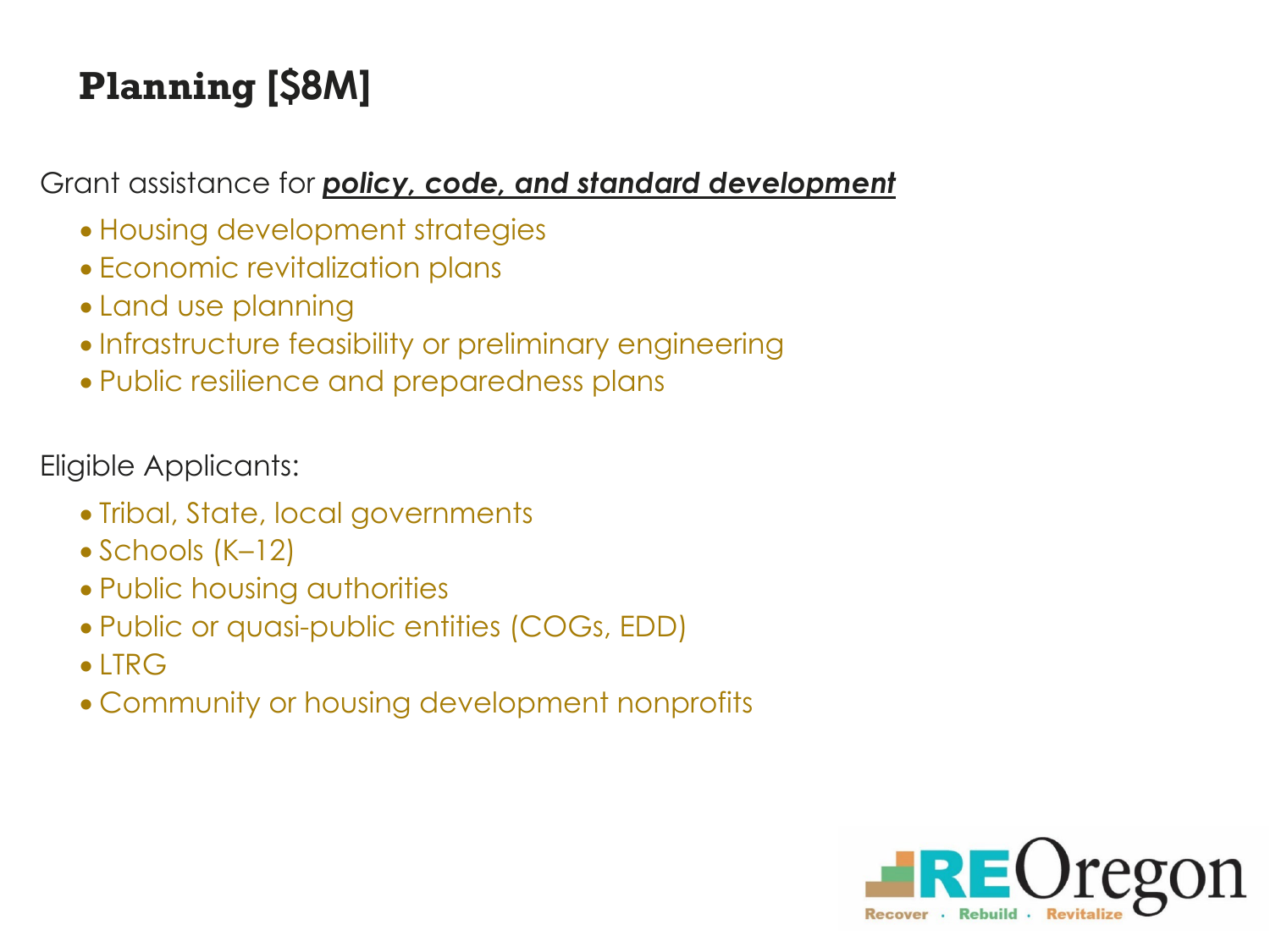# Planning [$8M]

Grant assistance for ***policy, code, and standard development***

- Housing development strategies
- Economic revitalization plans
- Land use planning
- Infrastructure feasibility or preliminary engineering
- Public resilience and preparedness plans

Eligible Applicants:

- Tribal, State, local governments
- Schools (K–12)
- Public housing authorities
- Public or quasi-public entities (COGs, EDD)
- LTRG
- Community or housing development nonprofits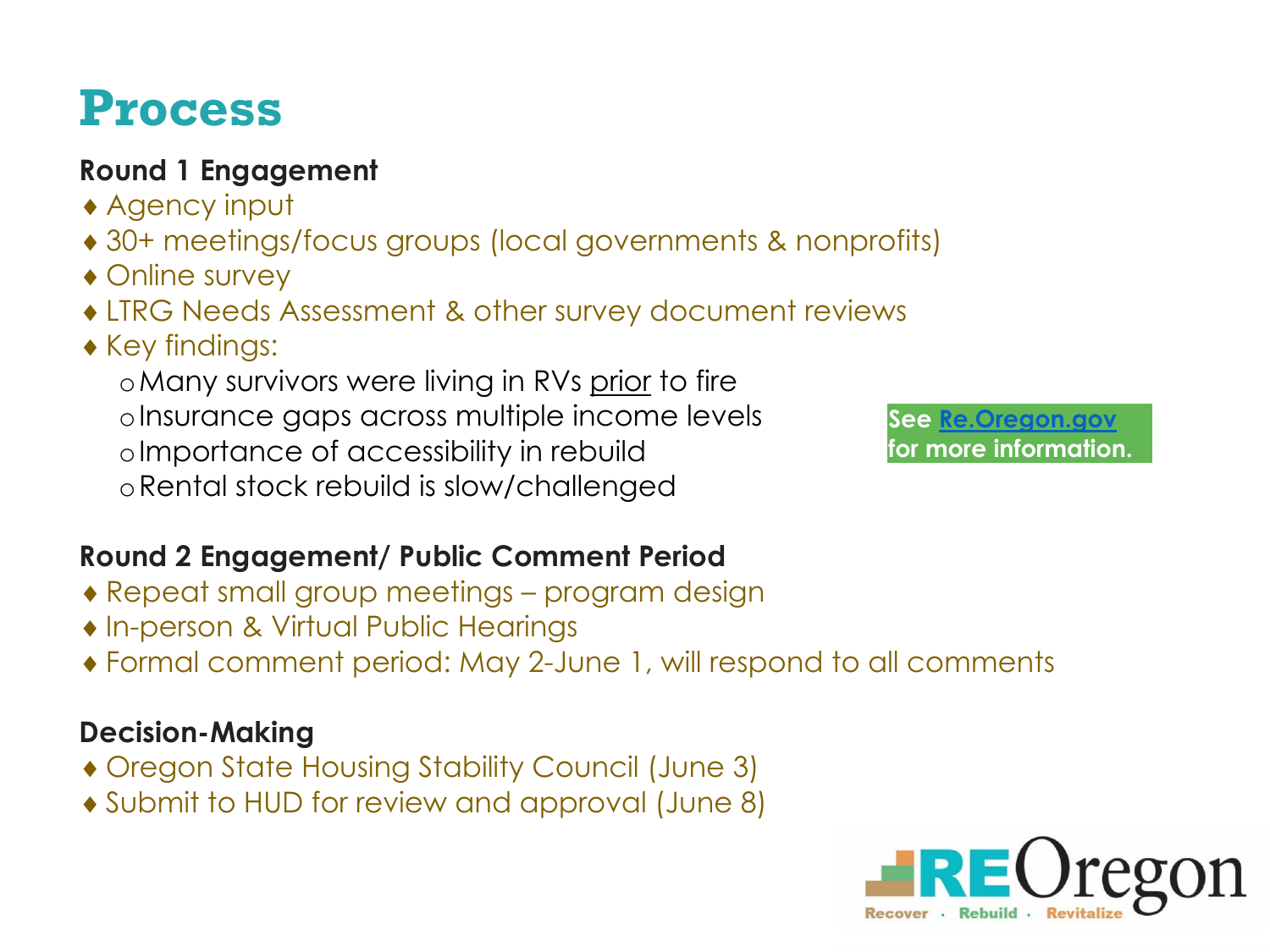# Process

**Round 1 Engagement**

- Agency input
- 30+ meetings/focus groups (local governments & nonprofits)
- Online survey
- LTRG Needs Assessment & other survey document reviews
- Key findings:
  - Many survivors were living in RVs prior to fire
  - Insurance gaps across multiple income levels
  - Importance of accessibility in rebuild
  - Rental stock rebuild is slow/challenged

**See [Re.Oregon.gov](Re.Oregon.gov) for more information.**

**Round 2 Engagement/ Public Comment Period**

- Repeat small group meetings – program design
- In-person & Virtual Public Hearings
- Formal comment period: May 2-June 1, will respond to all comments

**Decision-Making**

- Oregon State Housing Stability Council (June 3)
- Submit to HUD for review and approval (June 8)

REOregon
Recover · Rebuild · Revitalize